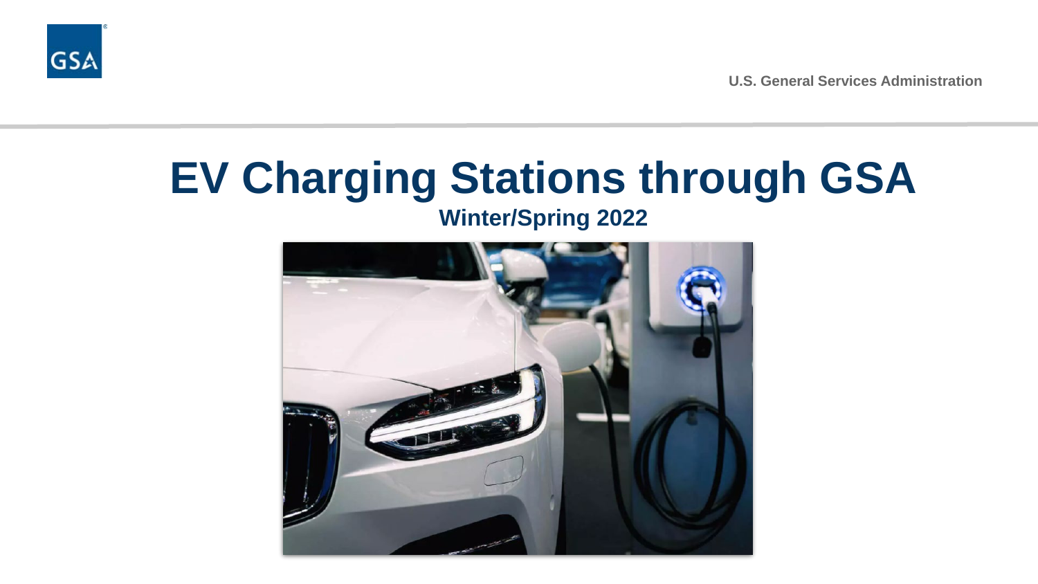U.S. General Services Administration

# EV Charging Stations through GSA

## Winter/Spring 2022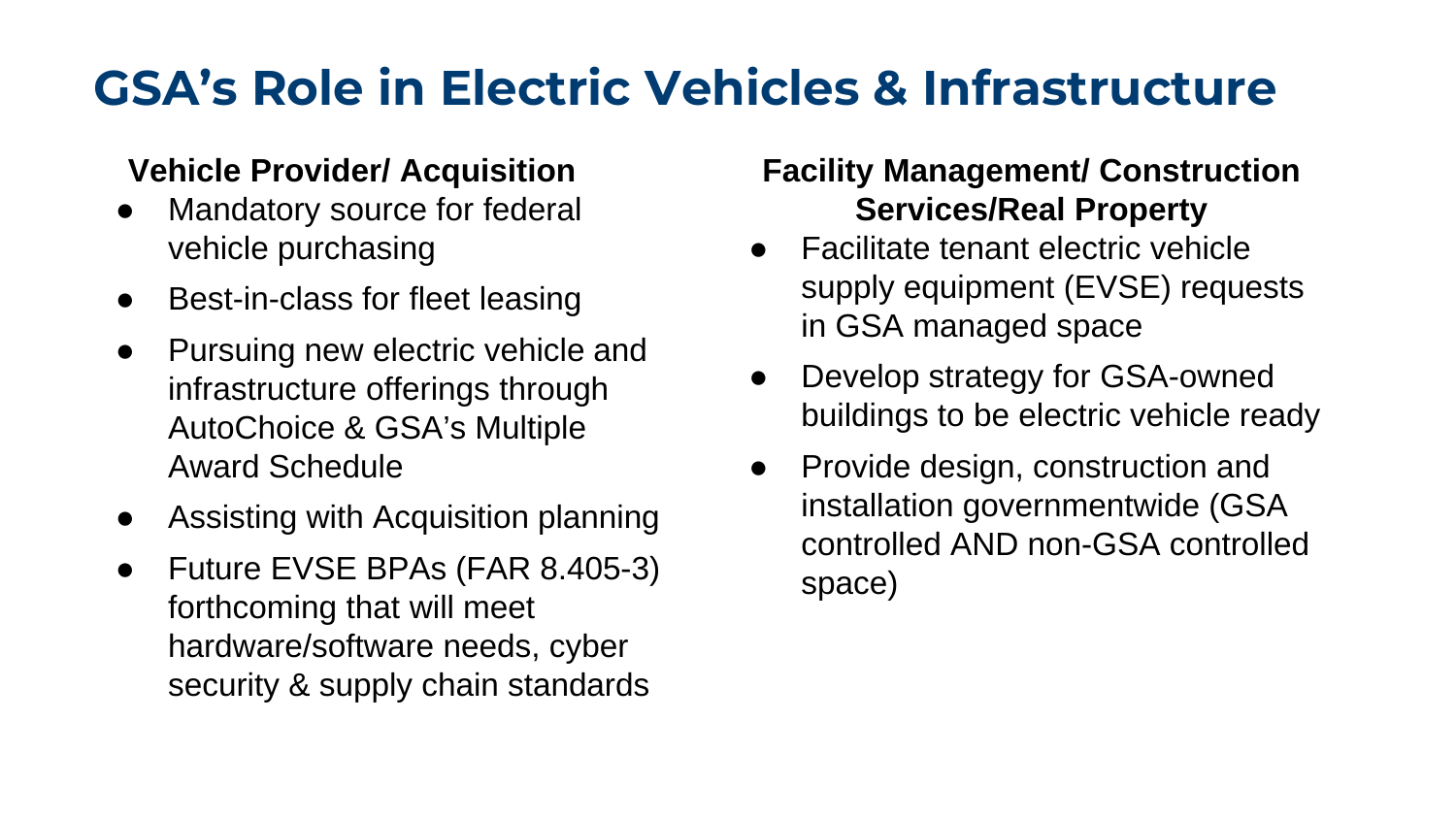# GSA's Role in Electric Vehicles & Infrastructure

### Vehicle Provider/ Acquisition

- Mandatory source for federal vehicle purchasing
- Best-in-class for fleet leasing
- Pursuing new electric vehicle and infrastructure offerings through AutoChoice & GSA's Multiple Award Schedule
- Assisting with Acquisition planning
- Future EVSE BPAs (FAR 8.405-3) forthcoming that will meet hardware/software needs, cyber security & supply chain standards

### Facility Management/ Construction Services/Real Property

- Facilitate tenant electric vehicle supply equipment (EVSE) requests in GSA managed space
- Develop strategy for GSA-owned buildings to be electric vehicle ready
- Provide design, construction and installation governmentwide (GSA controlled AND non-GSA controlled space)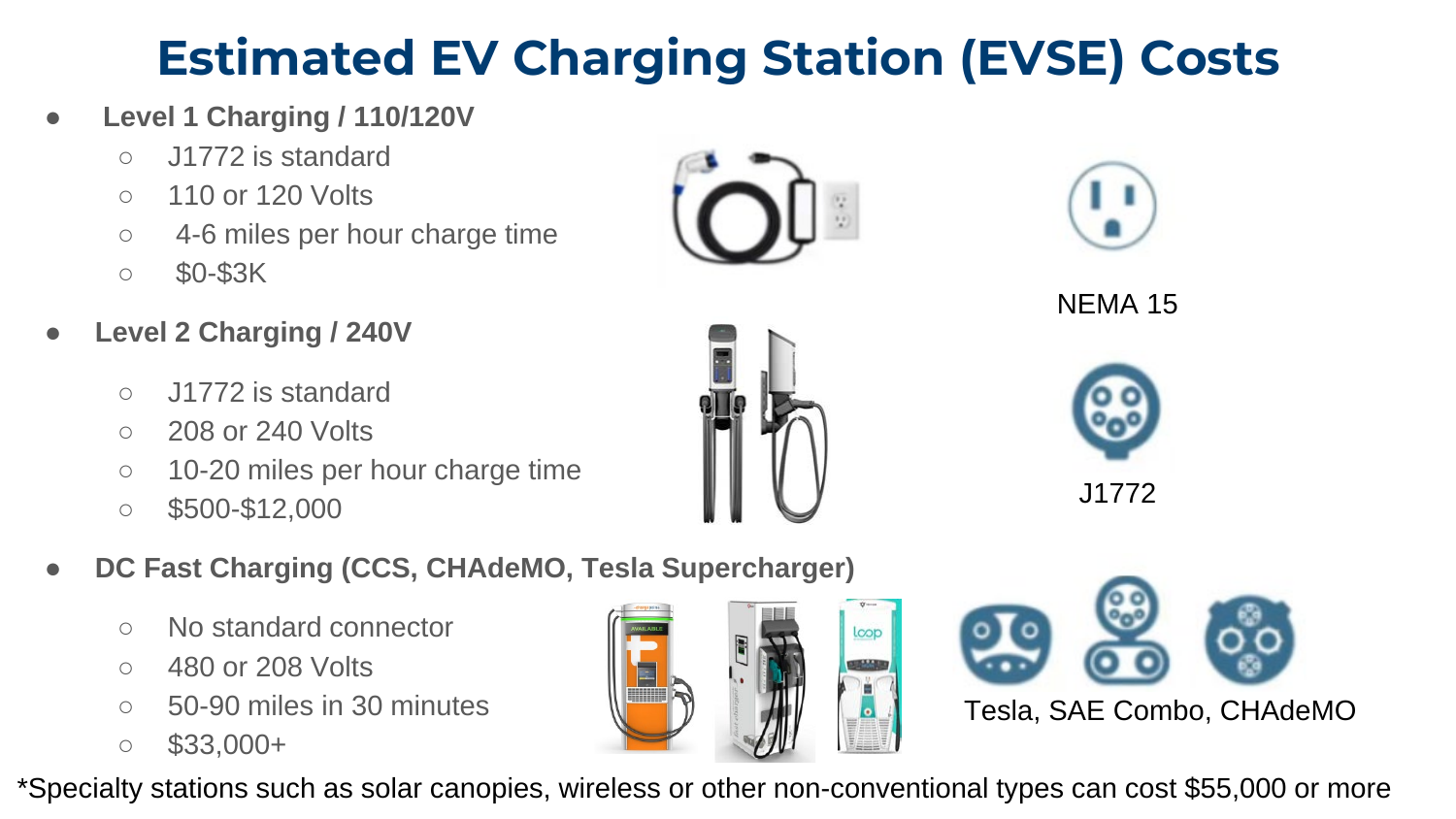# Estimated EV Charging Station (EVSE) Costs

- **Level 1 Charging / 110/120V**
  - J1772 is standard
  - 110 or 120 Volts
  - 4-6 miles per hour charge time
  - $0-$3K
- **Level 2 Charging / 240V**
  - J1772 is standard
  - 208 or 240 Volts
  - 10-20 miles per hour charge time
  - $500-$12,000
- **DC Fast Charging (CCS, CHAdeMO, Tesla Supercharger)**
  - No standard connector
  - 480 or 208 Volts
  - 50-90 miles in 30 minutes
  - $33,000+

NEMA 15

J1772

Tesla, SAE Combo, CHAdeMO

*Specialty stations such as solar canopies, wireless or other non-conventional types can cost $55,000 or more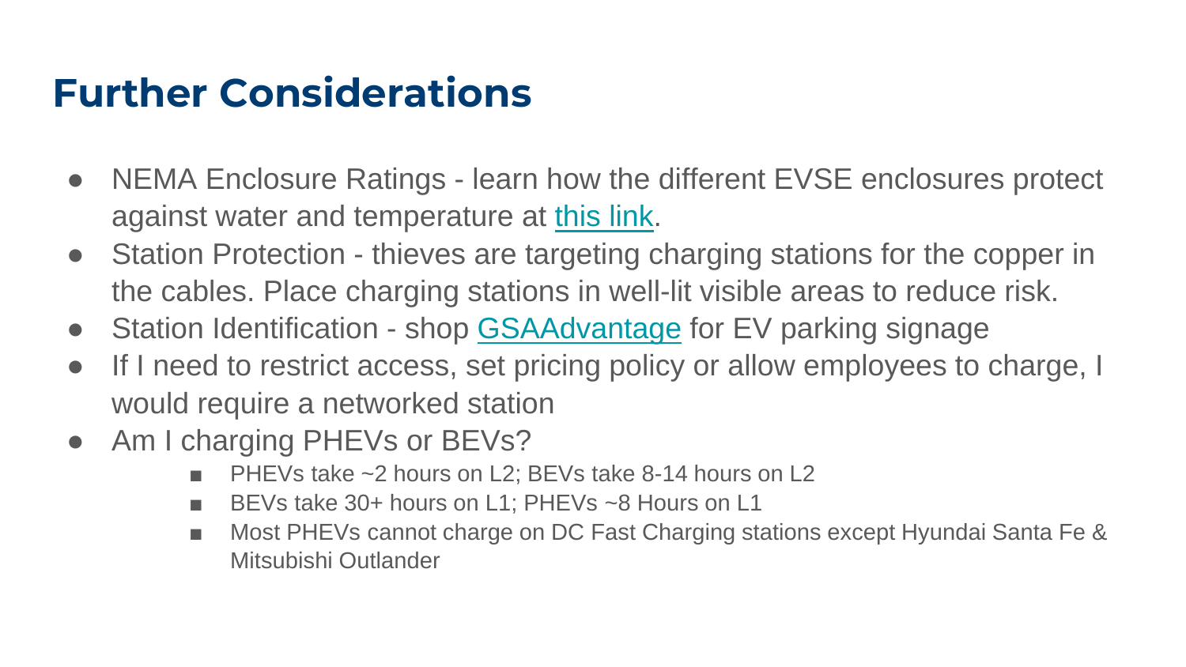# Further Considerations

- NEMA Enclosure Ratings - learn how the different EVSE enclosures protect against water and temperature at this link.
- Station Protection - thieves are targeting charging stations for the copper in the cables. Place charging stations in well-lit visible areas to reduce risk.
- Station Identification - shop GSAAdvantage for EV parking signage
- If I need to restrict access, set pricing policy or allow employees to charge, I would require a networked station
- Am I charging PHEVs or BEVs?
  - PHEVs take ~2 hours on L2; BEVs take 8-14 hours on L2
  - BEVs take 30+ hours on L1; PHEVs ~8 Hours on L1
  - Most PHEVs cannot charge on DC Fast Charging stations except Hyundai Santa Fe & Mitsubishi Outlander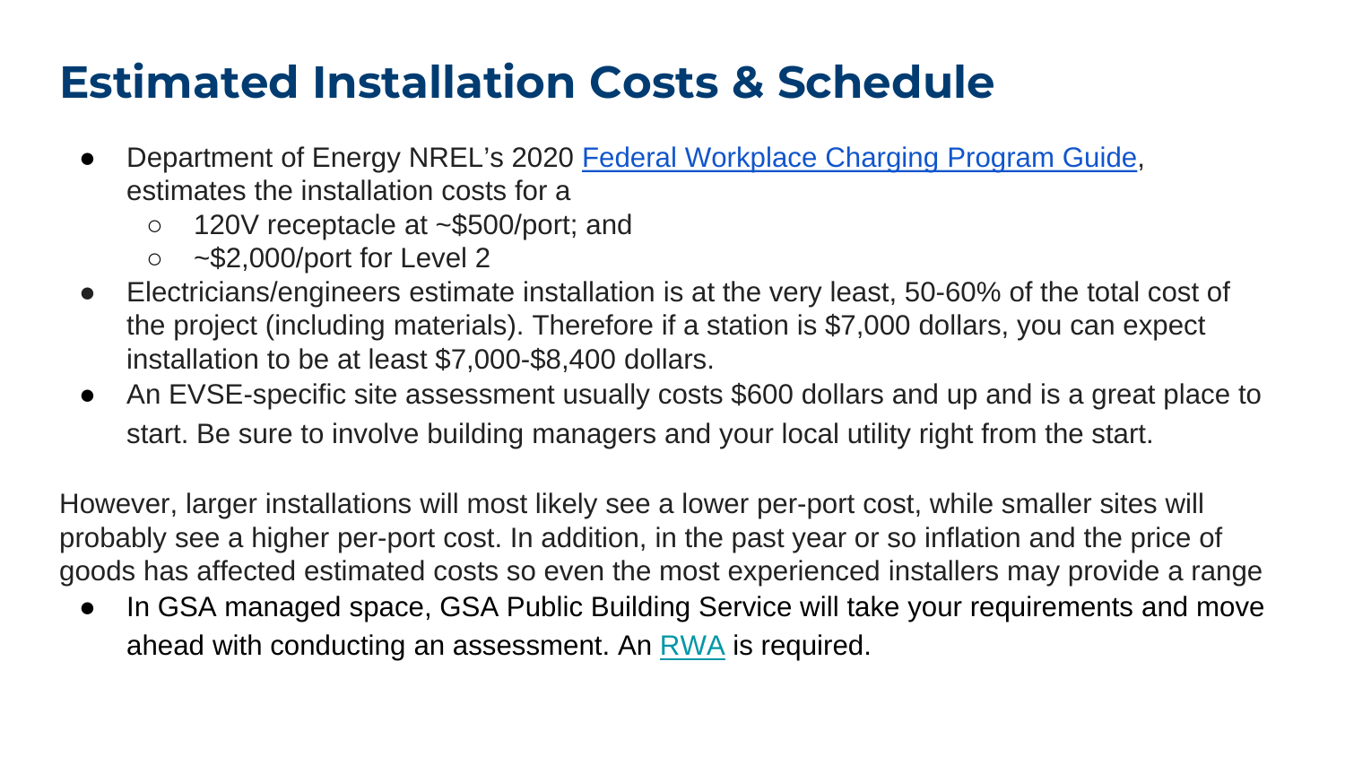# Estimated Installation Costs & Schedule

- Department of Energy NREL's 2020 Federal Workplace Charging Program Guide, estimates the installation costs for a
  - 120V receptacle at ~$500/port; and
  - ~$2,000/port for Level 2
- Electricians/engineers estimate installation is at the very least, 50-60% of the total cost of the project (including materials). Therefore if a station is $7,000 dollars, you can expect installation to be at least $7,000-$8,400 dollars.
- An EVSE-specific site assessment usually costs $600 dollars and up and is a great place to start. Be sure to involve building managers and your local utility right from the start.

However, larger installations will most likely see a lower per-port cost, while smaller sites will probably see a higher per-port cost. In addition, in the past year or so inflation and the price of goods has affected estimated costs so even the most experienced installers may provide a range

- In GSA managed space, GSA Public Building Service will take your requirements and move ahead with conducting an assessment. An RWA is required.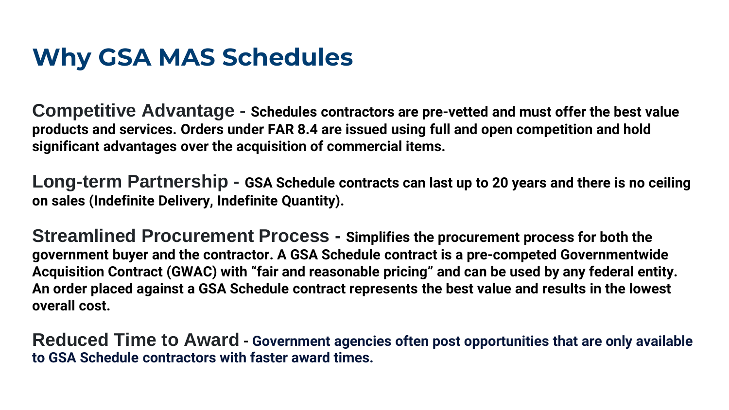# Why GSA MAS Schedules

**Competitive Advantage - Schedules contractors are pre-vetted and must offer the best value products and services. Orders under FAR 8.4 are issued using full and open competition and hold significant advantages over the acquisition of commercial items.**

**Long-term Partnership - GSA Schedule contracts can last up to 20 years and there is no ceiling on sales (Indefinite Delivery, Indefinite Quantity).**

**Streamlined Procurement Process - Simplifies the procurement process for both the government buyer and the contractor. A GSA Schedule contract is a pre-competed Governmentwide Acquisition Contract (GWAC) with "fair and reasonable pricing" and can be used by any federal entity. An order placed against a GSA Schedule contract represents the best value and results in the lowest overall cost.**

**Reduced Time to Award - Government agencies often post opportunities that are only available to GSA Schedule contractors with faster award times.**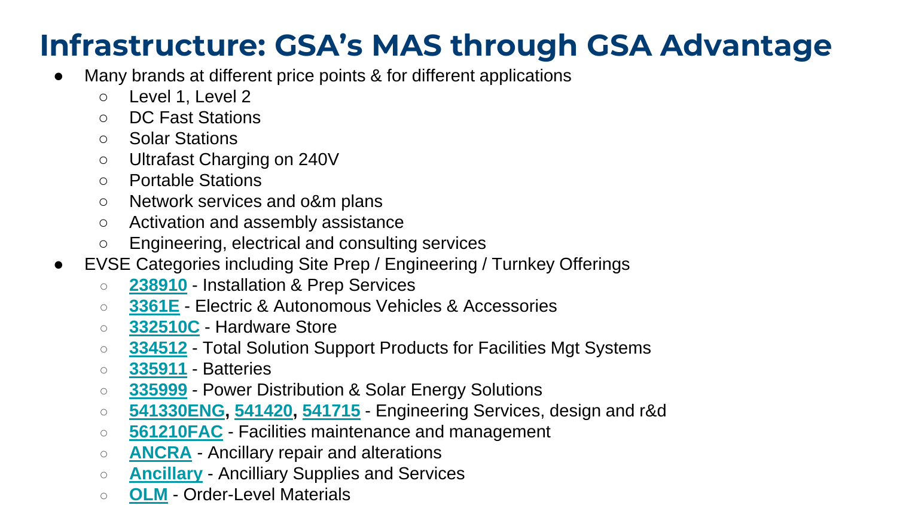# Infrastructure: GSA's MAS through GSA Advantage

- Many brands at different price points & for different applications
  - Level 1, Level 2
  - DC Fast Stations
  - Solar Stations
  - Ultrafast Charging on 240V
  - Portable Stations
  - Network services and o&m plans
  - Activation and assembly assistance
  - Engineering, electrical and consulting services
- EVSE Categories including Site Prep / Engineering / Turnkey Offerings
  - **238910** - Installation & Prep Services
  - **3361E** - Electric & Autonomous Vehicles & Accessories
  - **332510C** - Hardware Store
  - **334512** - Total Solution Support Products for Facilities Mgt Systems
  - **335911** - Batteries
  - **335999** - Power Distribution & Solar Energy Solutions
  - **541330ENG**, **541420**, **541715** - Engineering Services, design and r&d
  - **561210FAC** - Facilities maintenance and management
  - **ANCRA** - Ancillary repair and alterations
  - **Ancillary** - Ancilliary Supplies and Services
  - **OLM** - Order-Level Materials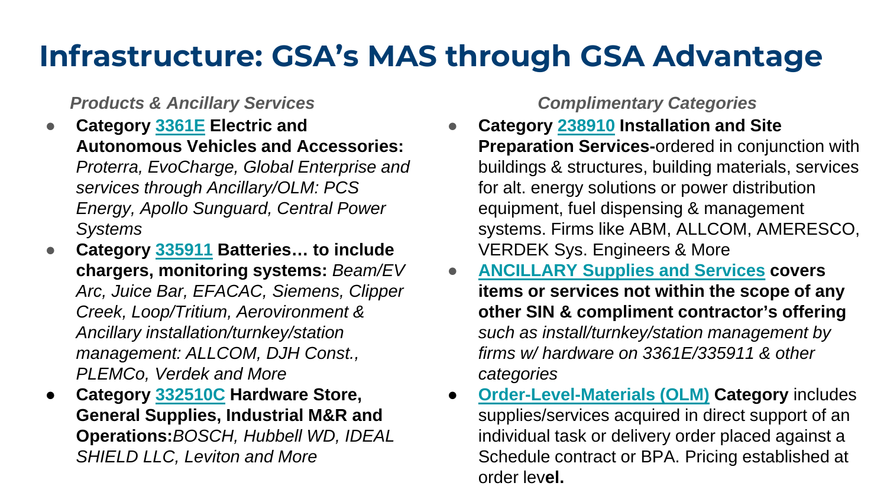# Infrastructure: GSA's MAS through GSA Advantage

*Products & Ancillary Services*

- **Category 3361E Electric and Autonomous Vehicles and Accessories:** *Proterra, EvoCharge, Global Enterprise and services through Ancillary/OLM: PCS Energy, Apollo Sunguard, Central Power Systems*
- **Category 335911 Batteries… to include chargers, monitoring systems:** *Beam/EV Arc, Juice Bar, EFACAC, Siemens, Clipper Creek, Loop/Tritium, Aerovironment & Ancillary installation/turnkey/station management: ALLCOM, DJH Const., PLEMCo, Verdek and More*
- **Category 332510C Hardware Store, General Supplies, Industrial M&R and Operations:***BOSCH, Hubbell WD, IDEAL SHIELD LLC, Leviton and More*

*Complimentary Categories*

- **Category 238910 Installation and Site Preparation Services-**ordered in conjunction with buildings & structures, building materials, services for alt. energy solutions or power distribution equipment, fuel dispensing & management systems. Firms like ABM, ALLCOM, AMERESCO, VERDEK Sys. Engineers & More
- **ANCILLARY Supplies and Services covers items or services not within the scope of any other SIN & compliment contractor's offering** *such as install/turnkey/station management by firms w/ hardware on 3361E/335911 & other categories*
- **Order-Level-Materials (OLM) Category** includes supplies/services acquired in direct support of an individual task or delivery order placed against a Schedule contract or BPA. Pricing established at order lev**el.**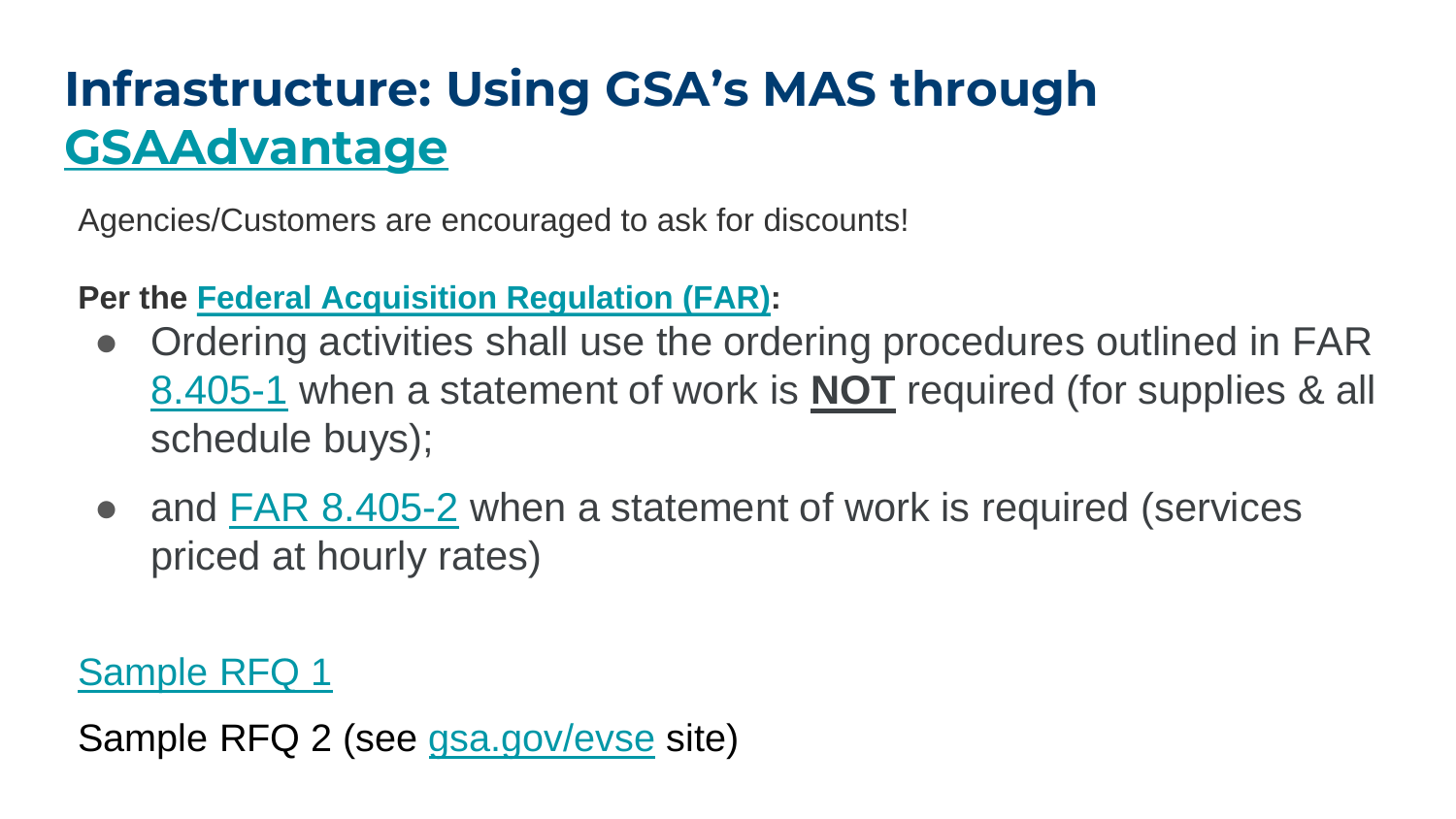# Infrastructure: Using GSA's MAS through GSAAdvantage

Agencies/Customers are encouraged to ask for discounts!

**Per the Federal Acquisition Regulation (FAR):**

- Ordering activities shall use the ordering procedures outlined in FAR 8.405-1 when a statement of work is **NOT** required (for supplies & all schedule buys);
- and FAR 8.405-2 when a statement of work is required (services priced at hourly rates)

Sample RFQ 1

Sample RFQ 2 (see gsa.gov/evse site)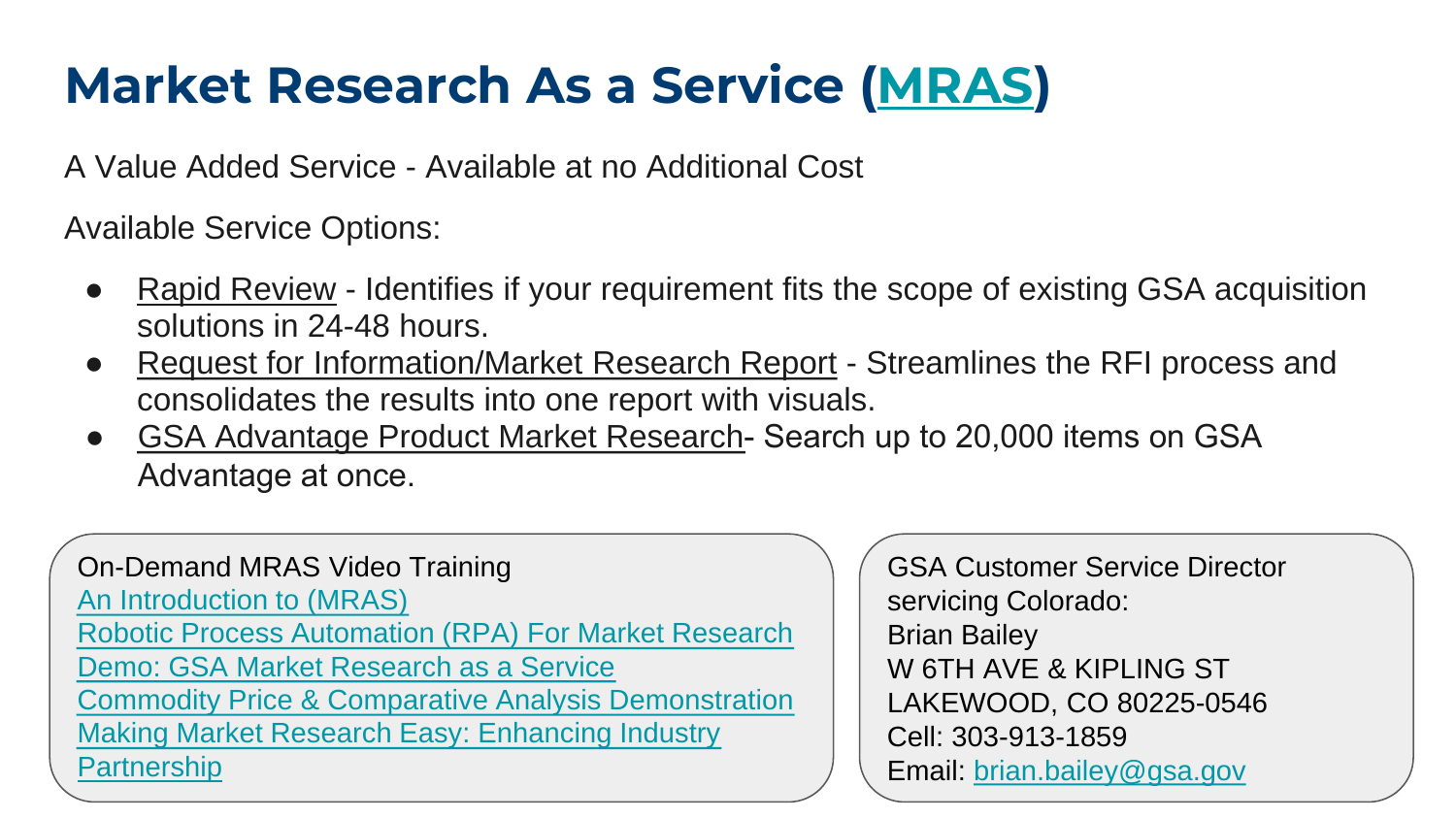# Market Research As a Service (MRAS)

A Value Added Service - Available at no Additional Cost

Available Service Options:

- Rapid Review - Identifies if your requirement fits the scope of existing GSA acquisition solutions in 24-48 hours.
- Request for Information/Market Research Report - Streamlines the RFI process and consolidates the results into one report with visuals.
- GSA Advantage Product Market Research- Search up to 20,000 items on GSA Advantage at once.

On-Demand MRAS Video Training
An Introduction to (MRAS)
Robotic Process Automation (RPA) For Market Research
Demo: GSA Market Research as a Service
Commodity Price & Comparative Analysis Demonstration
Making Market Research Easy: Enhancing Industry Partnership

GSA Customer Service Director servicing Colorado:
Brian Bailey
W 6TH AVE & KIPLING ST
LAKEWOOD, CO 80225-0546
Cell: 303-913-1859
Email: brian.bailey@gsa.gov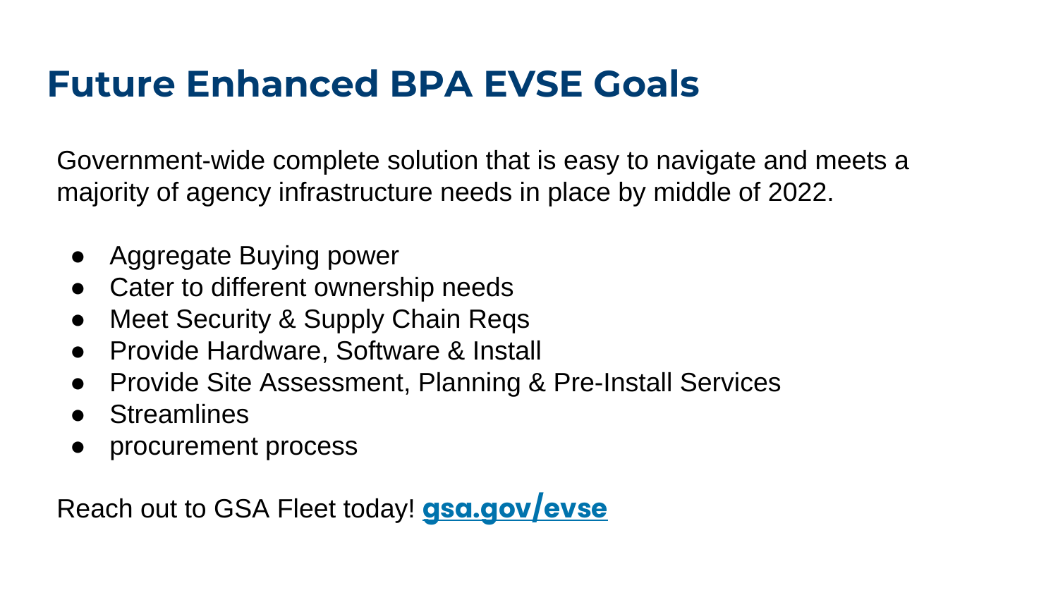# Future Enhanced BPA EVSE Goals

Government-wide complete solution that is easy to navigate and meets a majority of agency infrastructure needs in place by middle of 2022.

- Aggregate Buying power
- Cater to different ownership needs
- Meet Security & Supply Chain Reqs
- Provide Hardware, Software & Install
- Provide Site Assessment, Planning & Pre-Install Services
- Streamlines
- procurement process

Reach out to GSA Fleet today! **gsa.gov/evse**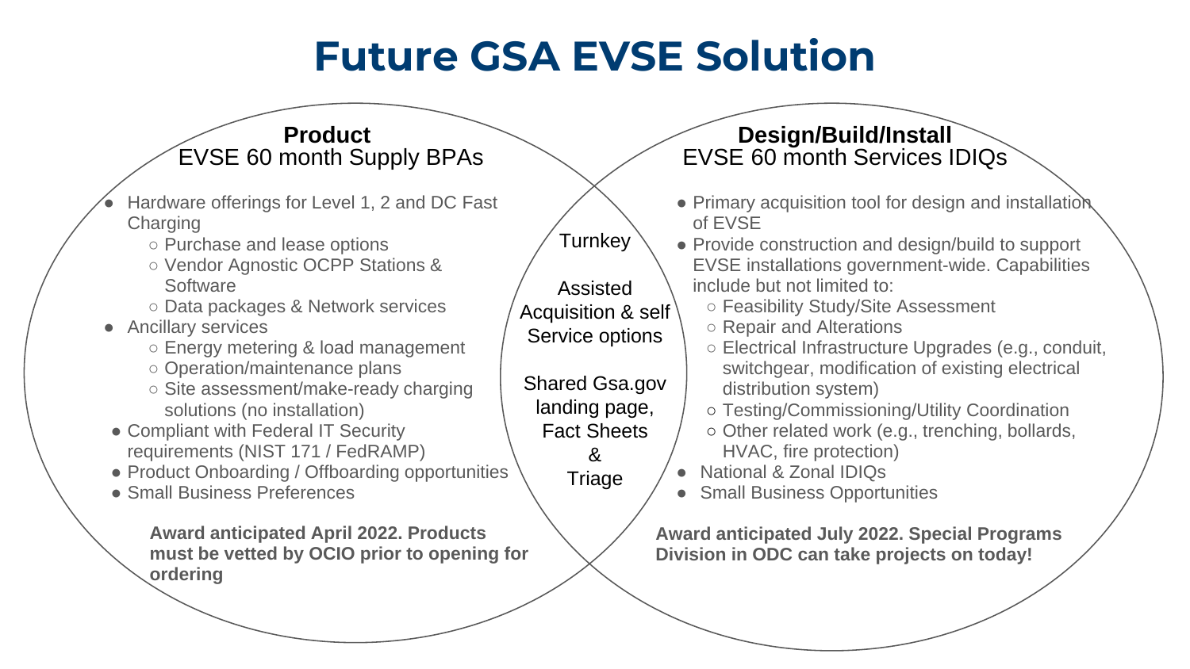# Future GSA EVSE Solution

## Product

EVSE 60 month Supply BPAs

- Hardware offerings for Level 1, 2 and DC Fast Charging
  - Purchase and lease options
  - Vendor Agnostic OCPP Stations & Software
  - Data packages & Network services
- Ancillary services
  - Energy metering & load management
  - Operation/maintenance plans
  - Site assessment/make-ready charging solutions (no installation)
- Compliant with Federal IT Security requirements (NIST 171 / FedRAMP)
- Product Onboarding / Offboarding opportunities
- Small Business Preferences

**Award anticipated April 2022. Products must be vetted by OCIO prior to opening for ordering**

## Turnkey

Assisted Acquisition & self Service options

Shared Gsa.gov landing page, Fact Sheets & Triage

## Design/Build/Install

EVSE 60 month Services IDIQs

- Primary acquisition tool for design and installation of EVSE
- Provide construction and design/build to support EVSE installations government-wide. Capabilities include but not limited to:
  - Feasibility Study/Site Assessment
  - Repair and Alterations
  - Electrical Infrastructure Upgrades (e.g., conduit, switchgear, modification of existing electrical distribution system)
  - Testing/Commissioning/Utility Coordination
  - Other related work (e.g., trenching, bollards, HVAC, fire protection)
- National & Zonal IDIQs
- Small Business Opportunities

**Award anticipated July 2022. Special Programs Division in ODC can take projects on today!**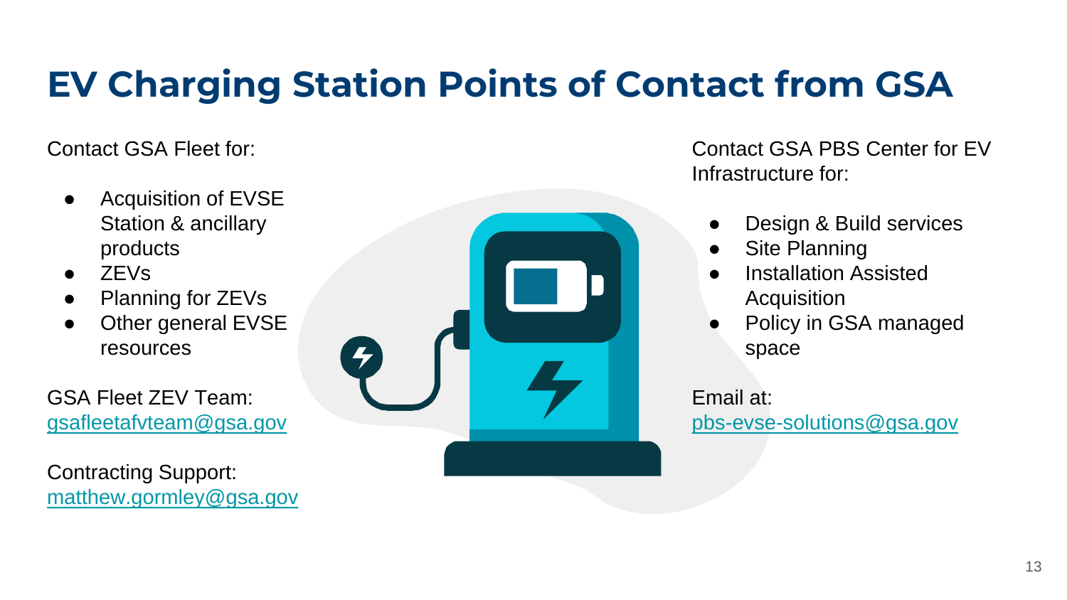# EV Charging Station Points of Contact from GSA

Contact GSA Fleet for:

- Acquisition of EVSE Station & ancillary products
- ZEVs
- Planning for ZEVs
- Other general EVSE resources

GSA Fleet ZEV Team:
gsafleetafvteam@gsa.gov

Contracting Support:
matthew.gormley@gsa.gov

Contact GSA PBS Center for EV Infrastructure for:

- Design & Build services
- Site Planning
- Installation Assisted Acquisition
- Policy in GSA managed space

Email at:
pbs-evse-solutions@gsa.gov